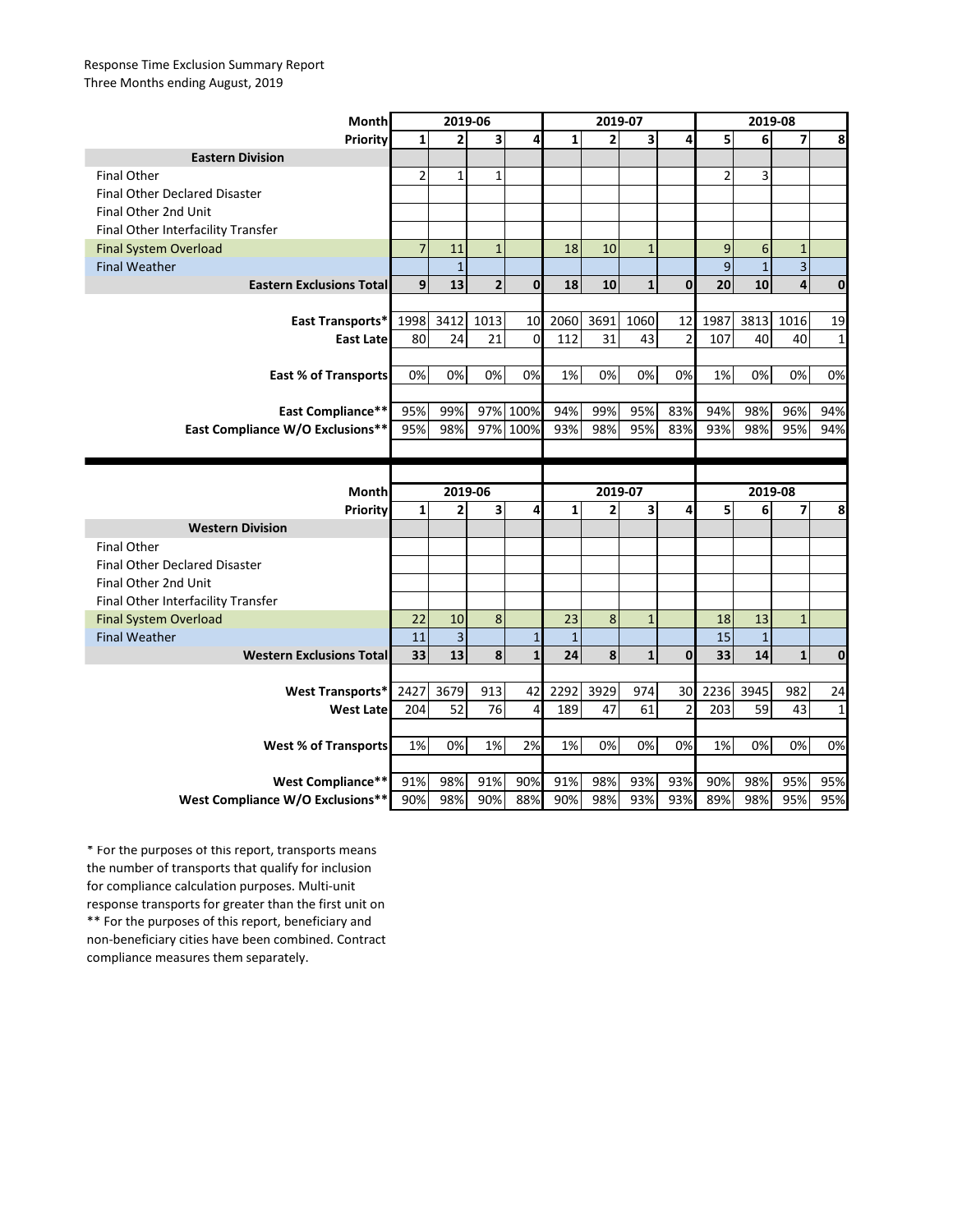Response Time Exclusion Summary Report
Three Months ending August, 2019

| Month | 2019-06 | | | | 2019-07 | | | | 2019-08 | | | |
|---|---|---|---|---|---|---|---|---|---|---|---|---|
| Priority | 1 | 2 | 3 | 4 | 1 | 2 | 3 | 4 | 5 | 6 | 7 | 8 |
| **Eastern Division** | | | | | | | | | | | | |
| Final Other | 2 | 1 | 1 | | | | | | 2 | 3 | | |
| Final Other Declared Disaster | | | | | | | | | | | | |
| Final Other 2nd Unit | | | | | | | | | | | | |
| Final Other Interfacility Transfer | | | | | | | | | | | | |
| Final System Overload | 7 | 11 | 1 | | 18 | 10 | 1 | | 9 | 6 | 1 | |
| Final Weather | | 1 | | | | | | | 9 | 1 | 3 | |
| **Eastern Exclusions Total** | **9** | **13** | **2** | **0** | **18** | **10** | **1** | **0** | **20** | **10** | **4** | **0** |
| | | | | | | | | | | | | |
| **East Transports*** | 1998 | 3412 | 1013 | 10 | 2060 | 3691 | 1060 | 12 | 1987 | 3813 | 1016 | 19 |
| **East Late** | 80 | 24 | 21 | 0 | 112 | 31 | 43 | 2 | 107 | 40 | 40 | 1 |
| | | | | | | | | | | | | |
| **East % of Transports** | 0% | 0% | 0% | 0% | 1% | 0% | 0% | 0% | 1% | 0% | 0% | 0% |
| | | | | | | | | | | | | |
| **East Compliance**** | 95% | 99% | 97% | 100% | 94% | 99% | 95% | 83% | 94% | 98% | 96% | 94% |
| **East Compliance W/O Exclusions**** | 95% | 98% | 97% | 100% | 93% | 98% | 95% | 83% | 93% | 98% | 95% | 94% |

| Month | 2019-06 | | | | 2019-07 | | | | 2019-08 | | | |
|---|---|---|---|---|---|---|---|---|---|---|---|---|
| Priority | 1 | 2 | 3 | 4 | 1 | 2 | 3 | 4 | 5 | 6 | 7 | 8 |
| **Western Division** | | | | | | | | | | | | |
| Final Other | | | | | | | | | | | | |
| Final Other Declared Disaster | | | | | | | | | | | | |
| Final Other 2nd Unit | | | | | | | | | | | | |
| Final Other Interfacility Transfer | | | | | | | | | | | | |
| Final System Overload | 22 | 10 | 8 | | 23 | 8 | 1 | | 18 | 13 | 1 | |
| Final Weather | 11 | 3 | | 1 | 1 | | | | 15 | 1 | | |
| **Western Exclusions Total** | **33** | **13** | **8** | **1** | **24** | **8** | **1** | **0** | **33** | **14** | **1** | **0** |
| | | | | | | | | | | | | |
| **West Transports*** | 2427 | 3679 | 913 | 42 | 2292 | 3929 | 974 | 30 | 2236 | 3945 | 982 | 24 |
| **West Late** | 204 | 52 | 76 | 4 | 189 | 47 | 61 | 2 | 203 | 59 | 43 | 1 |
| | | | | | | | | | | | | |
| **West % of Transports** | 1% | 0% | 1% | 2% | 1% | 0% | 0% | 0% | 1% | 0% | 0% | 0% |
| | | | | | | | | | | | | |
| **West Compliance**** | 91% | 98% | 91% | 90% | 91% | 98% | 93% | 93% | 90% | 98% | 95% | 95% |
| **West Compliance W/O Exclusions**** | 90% | 98% | 90% | 88% | 90% | 98% | 93% | 93% | 89% | 98% | 95% | 95% |

* For the purposes of this report, transports means the number of transports that qualify for inclusion for compliance calculation purposes. Multi-unit response transports for greater than the first unit on

** For the purposes of this report, beneficiary and non-beneficiary cities have been combined. Contract compliance measures them separately.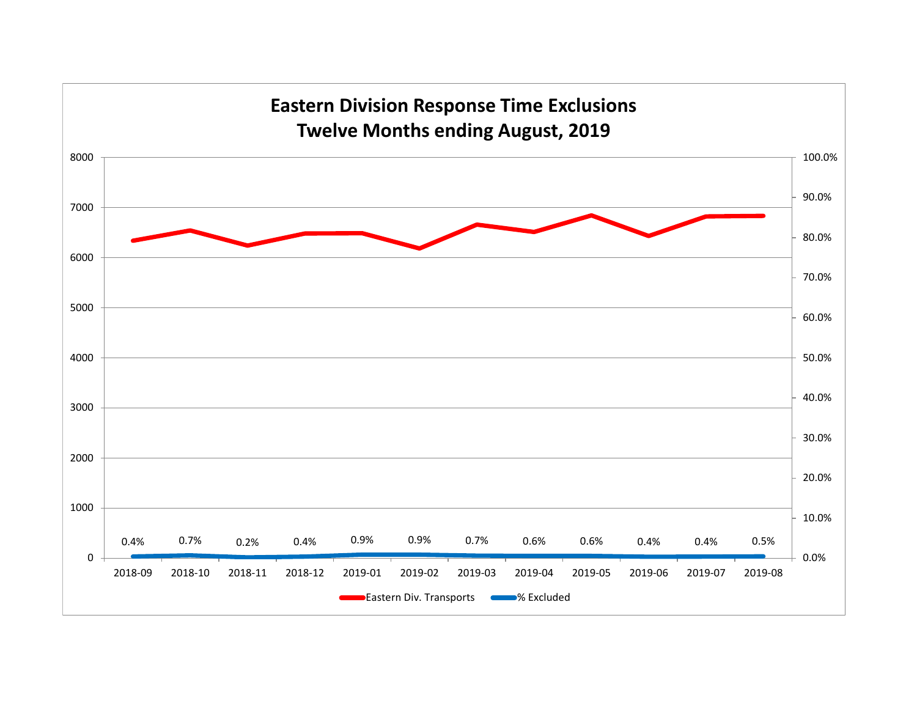# Eastern Division Response Time Exclusions
## Twelve Months ending August, 2019

| Month | % Excluded |
|---|---|
| 2018-09 | 0.4% |
| 2018-10 | 0.7% |
| 2018-11 | 0.2% |
| 2018-12 | 0.4% |
| 2019-01 | 0.9% |
| 2019-02 | 0.9% |
| 2019-03 | 0.7% |
| 2019-04 | 0.6% |
| 2019-05 | 0.6% |
| 2019-06 | 0.4% |
| 2019-07 | 0.4% |
| 2019-08 | 0.5% |

Eastern Div. Transports — % Excluded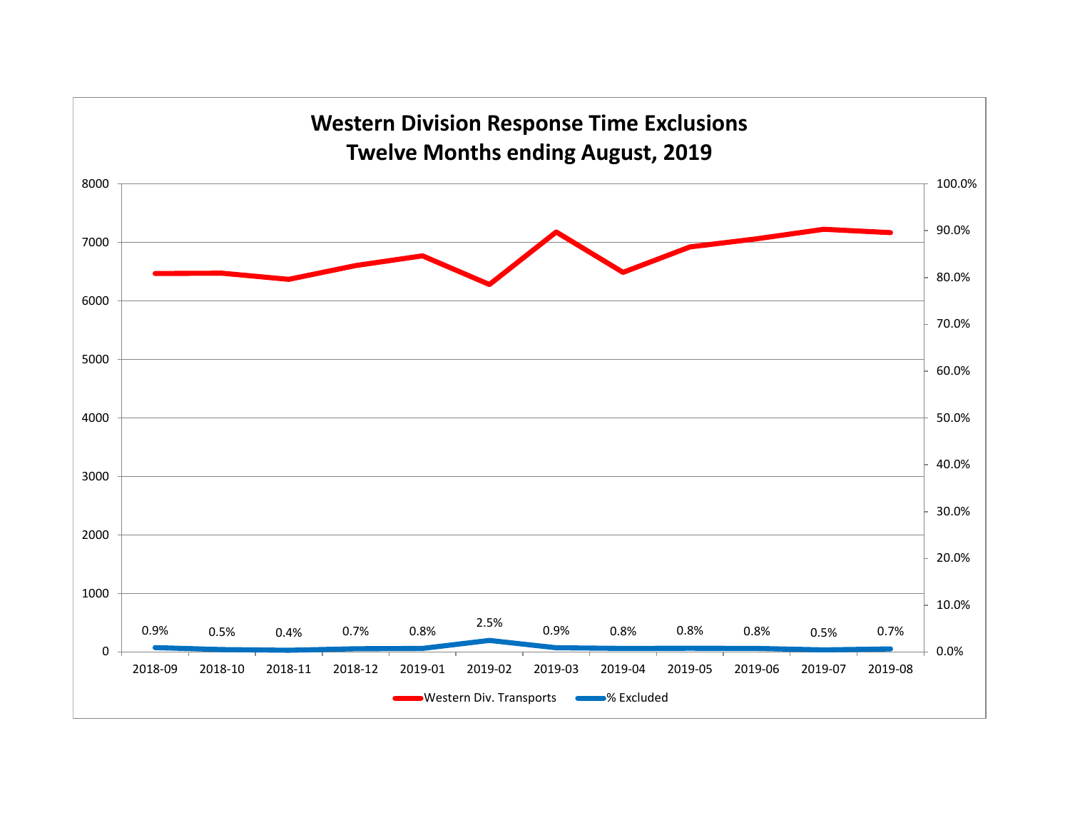**Western Division Response Time Exclusions**
**Twelve Months ending August, 2019**

8000
7000
6000
5000
4000
3000
2000
1000
0

100.0%
90.0%
80.0%
70.0%
60.0%
50.0%
40.0%
30.0%
20.0%
10.0%
0.0%

0.9% 0.5% 0.4% 0.7% 0.8% 2.5% 0.9% 0.8% 0.8% 0.8% 0.5% 0.7%

2018-09 2018-10 2018-11 2018-12 2019-01 2019-02 2019-03 2019-04 2019-05 2019-06 2019-07 2019-08

Western Div. Transports
% Excluded